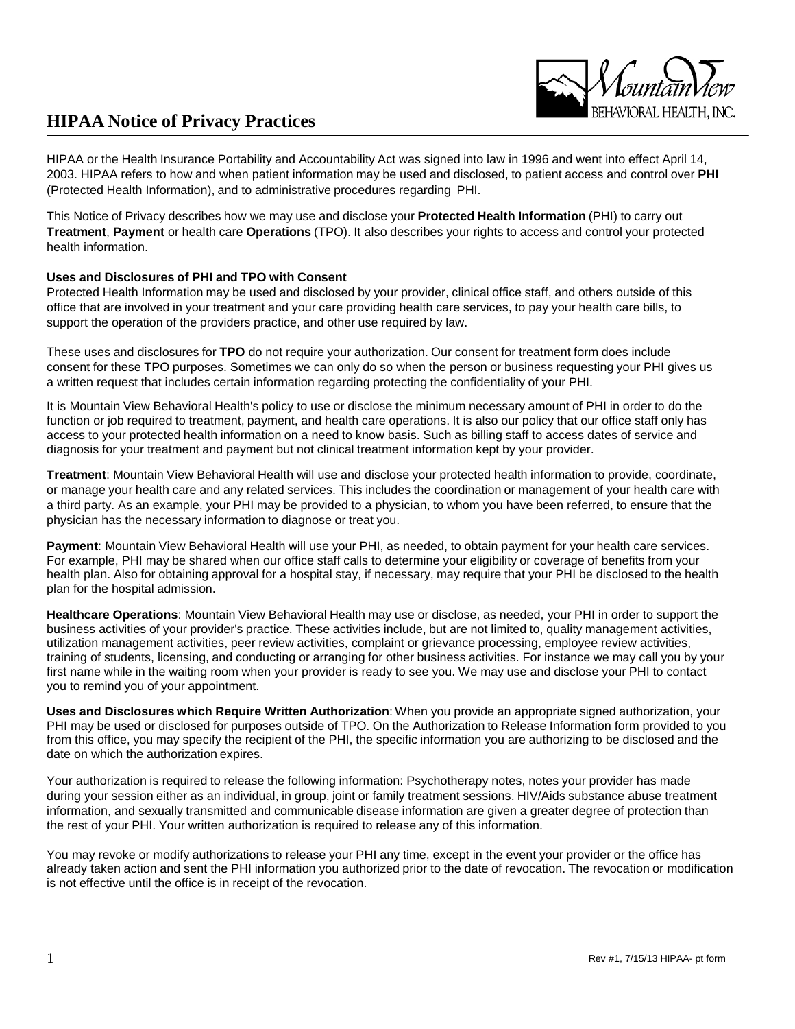# HIPAA Notice of Privacy Practices

HIPAA or the Health Insurance Portability and Accountability Act was signed into law in 1996 and went into effect April 14, 2003. HIPAA refers to how and when patient information may be used and disclosed, to patient access and control over **PHI** (Protected Health Information), and to administrative procedures regarding PHI.

This Notice of Privacy describes how we may use and disclose your **Protected Health Information** (PHI) to carry out **Treatment**, **Payment** or health care **Operations** (TPO). It also describes your rights to access and control your protected health information.

**Uses and Disclosures of PHI and TPO with Consent**

Protected Health Information may be used and disclosed by your provider, clinical office staff, and others outside of this office that are involved in your treatment and your care providing health care services, to pay your health care bills, to support the operation of the providers practice, and other use required by law.

These uses and disclosures for **TPO** do not require your authorization. Our consent for treatment form does include consent for these TPO purposes. Sometimes we can only do so when the person or business requesting your PHI gives us a written request that includes certain information regarding protecting the confidentiality of your PHI.

It is Mountain View Behavioral Health's policy to use or disclose the minimum necessary amount of PHI in order to do the function or job required to treatment, payment, and health care operations. It is also our policy that our office staff only has access to your protected health information on a need to know basis. Such as billing staff to access dates of service and diagnosis for your treatment and payment but not clinical treatment information kept by your provider.

**Treatment**: Mountain View Behavioral Health will use and disclose your protected health information to provide, coordinate, or manage your health care and any related services. This includes the coordination or management of your health care with a third party. As an example, your PHI may be provided to a physician, to whom you have been referred, to ensure that the physician has the necessary information to diagnose or treat you.

**Payment**: Mountain View Behavioral Health will use your PHI, as needed, to obtain payment for your health care services. For example, PHI may be shared when our office staff calls to determine your eligibility or coverage of benefits from your health plan. Also for obtaining approval for a hospital stay, if necessary, may require that your PHI be disclosed to the health plan for the hospital admission.

**Healthcare Operations**: Mountain View Behavioral Health may use or disclose, as needed, your PHI in order to support the business activities of your provider's practice. These activities include, but are not limited to, quality management activities, utilization management activities, peer review activities, complaint or grievance processing, employee review activities, training of students, licensing, and conducting or arranging for other business activities. For instance we may call you by your first name while in the waiting room when your provider is ready to see you. We may use and disclose your PHI to contact you to remind you of your appointment.

**Uses and Disclosures which Require Written Authorization**: When you provide an appropriate signed authorization, your PHI may be used or disclosed for purposes outside of TPO. On the Authorization to Release Information form provided to you from this office, you may specify the recipient of the PHI, the specific information you are authorizing to be disclosed and the date on which the authorization expires.

Your authorization is required to release the following information: Psychotherapy notes, notes your provider has made during your session either as an individual, in group, joint or family treatment sessions. HIV/Aids substance abuse treatment information, and sexually transmitted and communicable disease information are given a greater degree of protection than the rest of your PHI. Your written authorization is required to release any of this information.

You may revoke or modify authorizations to release your PHI any time, except in the event your provider or the office has already taken action and sent the PHI information you authorized prior to the date of revocation. The revocation or modification is not effective until the office is in receipt of the revocation.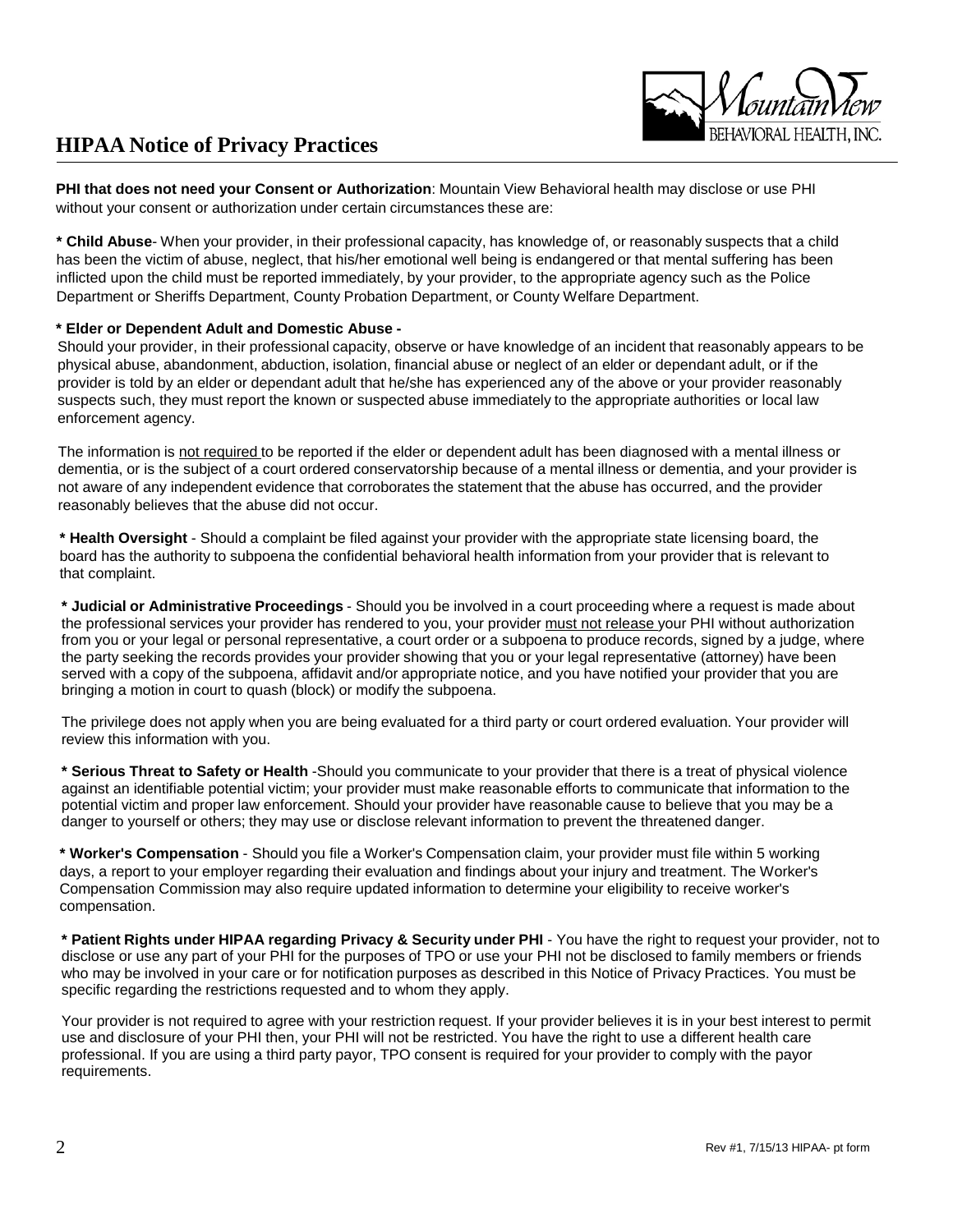## HIPAA Notice of Privacy Practices

**PHI that does not need your Consent or Authorization**: Mountain View Behavioral health may disclose or use PHI without your consent or authorization under certain circumstances these are:

**\* Child Abuse**- When your provider, in their professional capacity, has knowledge of, or reasonably suspects that a child has been the victim of abuse, neglect, that his/her emotional well being is endangered or that mental suffering has been inflicted upon the child must be reported immediately, by your provider, to the appropriate agency such as the Police Department or Sheriffs Department, County Probation Department, or County Welfare Department.

**\* Elder or Dependent Adult and Domestic Abuse -**
Should your provider, in their professional capacity, observe or have knowledge of an incident that reasonably appears to be physical abuse, abandonment, abduction, isolation, financial abuse or neglect of an elder or dependant adult, or if the provider is told by an elder or dependant adult that he/she has experienced any of the above or your provider reasonably suspects such, they must report the known or suspected abuse immediately to the appropriate authorities or local law enforcement agency.

The information is <u>not required</u> to be reported if the elder or dependent adult has been diagnosed with a mental illness or dementia, or is the subject of a court ordered conservatorship because of a mental illness or dementia, and your provider is not aware of any independent evidence that corroborates the statement that the abuse has occurred, and the provider reasonably believes that the abuse did not occur.

**\* Health Oversight** - Should a complaint be filed against your provider with the appropriate state licensing board, the board has the authority to subpoena the confidential behavioral health information from your provider that is relevant to that complaint.

**\* Judicial or Administrative Proceedings** - Should you be involved in a court proceeding where a request is made about the professional services your provider has rendered to you, your provider <u>must not release</u> your PHI without authorization from you or your legal or personal representative, a court order or a subpoena to produce records, signed by a judge, where the party seeking the records provides your provider showing that you or your legal representative (attorney) have been served with a copy of the subpoena, affidavit and/or appropriate notice, and you have notified your provider that you are bringing a motion in court to quash (block) or modify the subpoena.

The privilege does not apply when you are being evaluated for a third party or court ordered evaluation. Your provider will review this information with you.

**\* Serious Threat to Safety or Health** -Should you communicate to your provider that there is a treat of physical violence against an identifiable potential victim; your provider must make reasonable efforts to communicate that information to the potential victim and proper law enforcement. Should your provider have reasonable cause to believe that you may be a danger to yourself or others; they may use or disclose relevant information to prevent the threatened danger.

**\* Worker's Compensation** - Should you file a Worker's Compensation claim, your provider must file within 5 working days, a report to your employer regarding their evaluation and findings about your injury and treatment. The Worker's Compensation Commission may also require updated information to determine your eligibility to receive worker's compensation.

**\* Patient Rights under HIPAA regarding Privacy & Security under PHI** - You have the right to request your provider, not to disclose or use any part of your PHI for the purposes of TPO or use your PHI not be disclosed to family members or friends who may be involved in your care or for notification purposes as described in this Notice of Privacy Practices. You must be specific regarding the restrictions requested and to whom they apply.

Your provider is not required to agree with your restriction request. If your provider believes it is in your best interest to permit use and disclosure of your PHI then, your PHI will not be restricted. You have the right to use a different health care professional. If you are using a third party payor, TPO consent is required for your provider to comply with the payor requirements.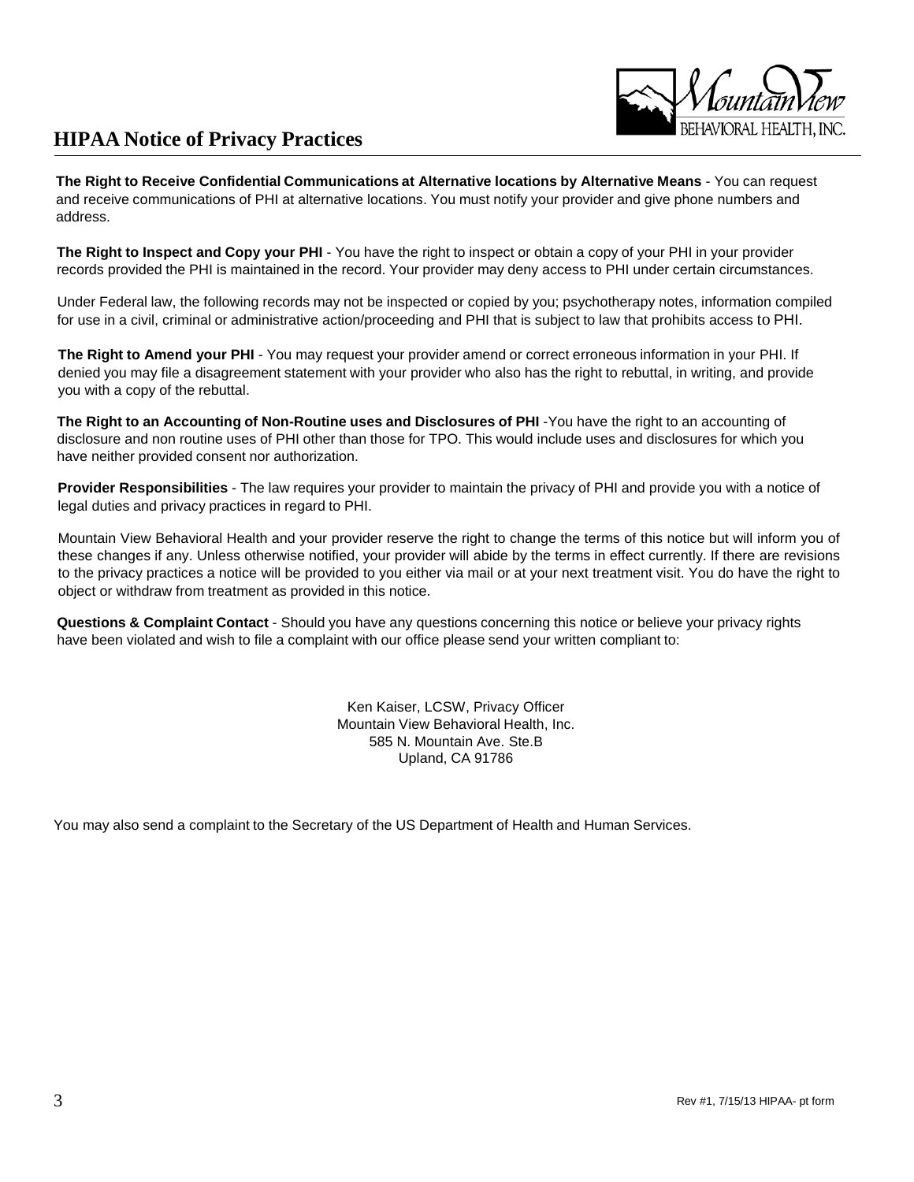# HIPAA Notice of Privacy Practices

**The Right to Receive Confidential Communications at Alternative locations by Alternative Means** - You can request and receive communications of PHI at alternative locations. You must notify your provider and give phone numbers and address.

**The Right to Inspect and Copy your PHI** - You have the right to inspect or obtain a copy of your PHI in your provider records provided the PHI is maintained in the record. Your provider may deny access to PHI under certain circumstances.

Under Federal law, the following records may not be inspected or copied by you; psychotherapy notes, information compiled for use in a civil, criminal or administrative action/proceeding and PHI that is subject to law that prohibits access to PHI.

**The Right to Amend your PHI** - You may request your provider amend or correct erroneous information in your PHI. If denied you may file a disagreement statement with your provider who also has the right to rebuttal, in writing, and provide you with a copy of the rebuttal.

**The Right to an Accounting of Non-Routine uses and Disclosures of PHI** -You have the right to an accounting of disclosure and non routine uses of PHI other than those for TPO. This would include uses and disclosures for which you have neither provided consent nor authorization.

**Provider Responsibilities** - The law requires your provider to maintain the privacy of PHI and provide you with a notice of legal duties and privacy practices in regard to PHI.

Mountain View Behavioral Health and your provider reserve the right to change the terms of this notice but will inform you of these changes if any. Unless otherwise notified, your provider will abide by the terms in effect currently. If there are revisions to the privacy practices a notice will be provided to you either via mail or at your next treatment visit. You do have the right to object or withdraw from treatment as provided in this notice.

**Questions & Complaint Contact** - Should you have any questions concerning this notice or believe your privacy rights have been violated and wish to file a complaint with our office please send your written compliant to:

Ken Kaiser, LCSW, Privacy Officer  
Mountain View Behavioral Health, Inc.  
585 N. Mountain Ave. Ste.B  
Upland, CA 91786

You may also send a complaint to the Secretary of the US Department of Health and Human Services.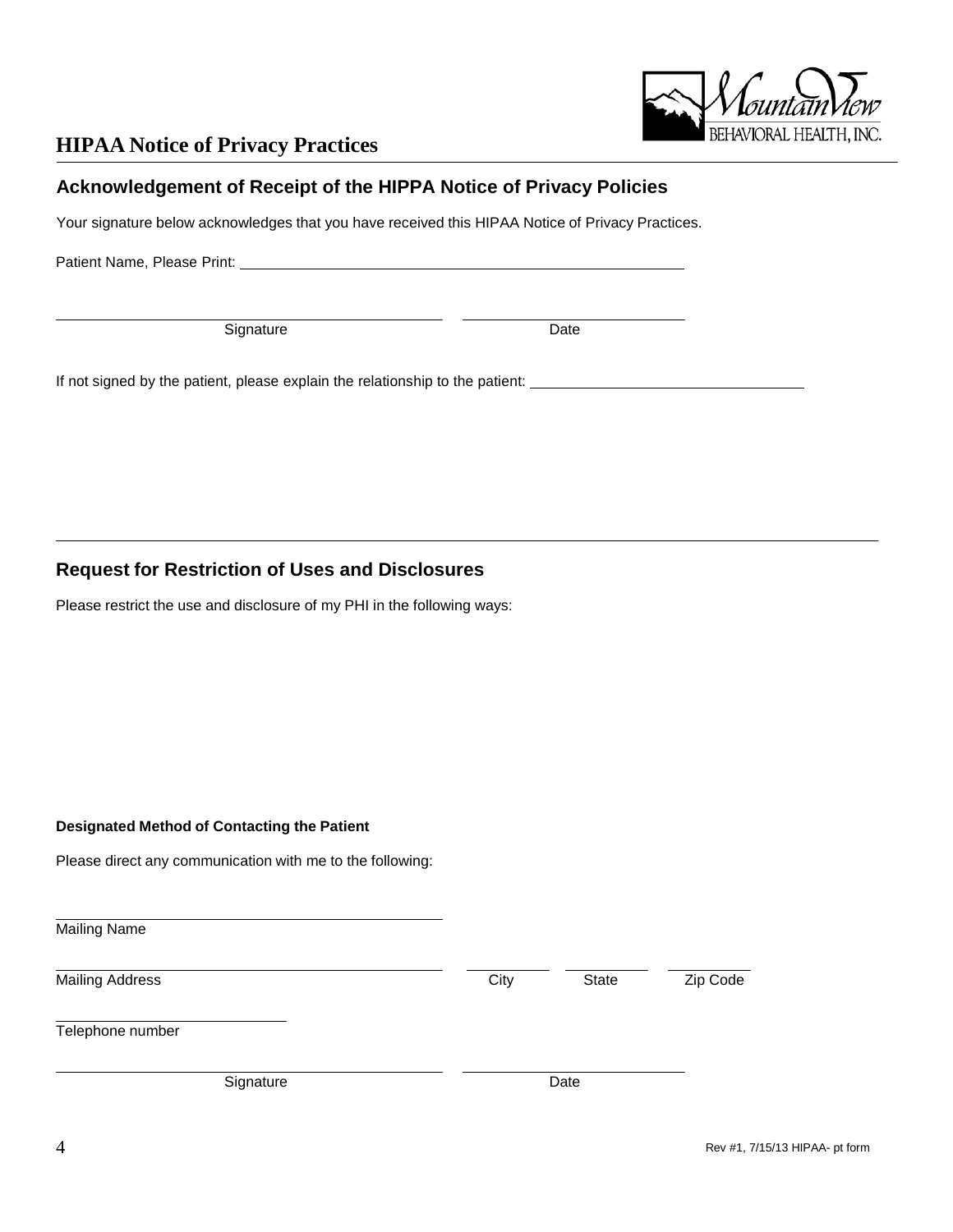# HIPAA Notice of Privacy Practices

## Acknowledgement of Receipt of the HIPPA Notice of Privacy Policies

Your signature below acknowledges that you have received this HIPAA Notice of Privacy Practices.

Patient Name, Please Print: ______________________________

______________________________ ______________________________

Signature Date

If not signed by the patient, please explain the relationship to the patient: ______________________________

---

## Request for Restriction of Uses and Disclosures

Please restrict the use and disclosure of my PHI in the following ways:

**Designated Method of Contacting the Patient**

Please direct any communication with me to the following:

______________________________

Mailing Name

______________________________ __________ __________ __________

Mailing Address City State Zip Code

______________________________

Telephone number

______________________________ ______________________________

Signature Date

Rev #1, 7/15/13 HIPAA- pt form